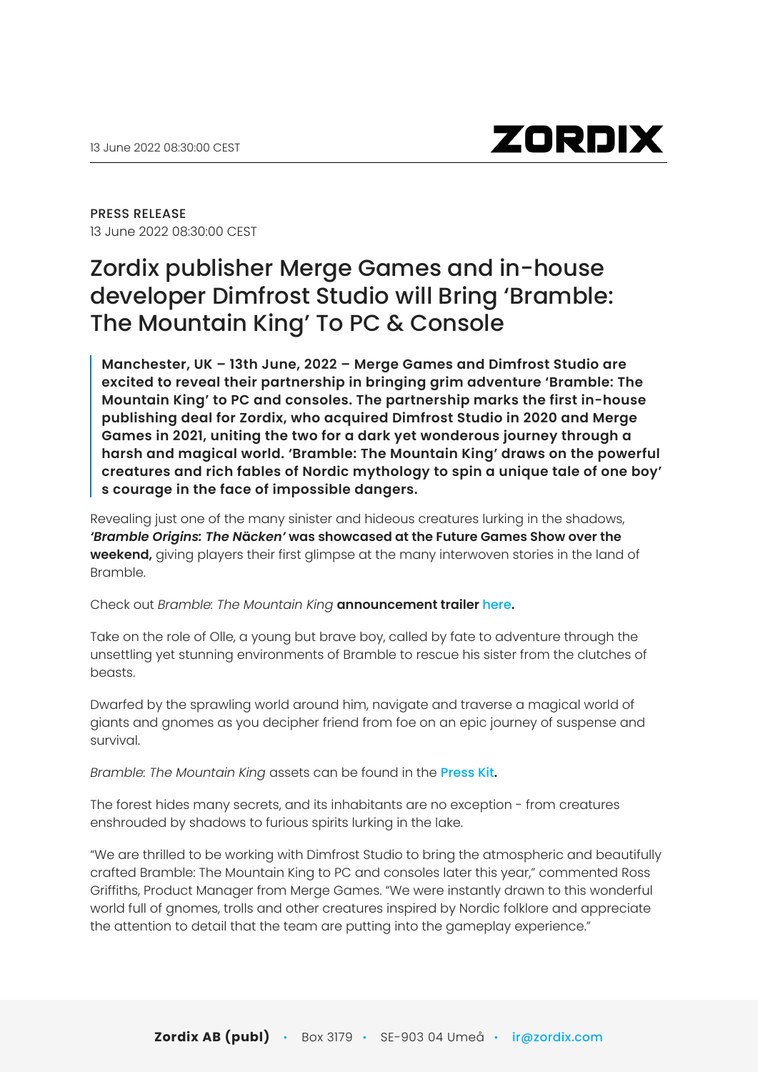13 June 2022 08:30:00 CEST

PRESS RELEASE
13 June 2022 08:30:00 CEST

# Zordix publisher Merge Games and in-house developer Dimfrost Studio will Bring 'Bramble: The Mountain King' To PC & Console

> **Manchester, UK – 13th June, 2022 – Merge Games and Dimfrost Studio are excited to reveal their partnership in bringing grim adventure 'Bramble: The Mountain King' to PC and consoles. The partnership marks the first in-house publishing deal for Zordix, who acquired Dimfrost Studio in 2020 and Merge Games in 2021, uniting the two for a dark yet wonderous journey through a harsh and magical world. 'Bramble: The Mountain King' draws on the powerful creatures and rich fables of Nordic mythology to spin a unique tale of one boy's courage in the face of impossible dangers.**

Revealing just one of the many sinister and hideous creatures lurking in the shadows, ***'Bramble Origins: The Näcken'*** **was showcased at the Future Games Show over the weekend,** giving players their first glimpse at the many interwoven stories in the land of Bramble.

Check out *Bramble: The Mountain King* **announcement trailer** here**.**

Take on the role of Olle, a young but brave boy, called by fate to adventure through the unsettling yet stunning environments of Bramble to rescue his sister from the clutches of beasts.

Dwarfed by the sprawling world around him, navigate and traverse a magical world of giants and gnomes as you decipher friend from foe on an epic journey of suspense and survival.

*Bramble: The Mountain King* assets can be found in the Press Kit**.**

The forest hides many secrets, and its inhabitants are no exception - from creatures enshrouded by shadows to furious spirits lurking in the lake.

"We are thrilled to be working with Dimfrost Studio to bring the atmospheric and beautifully crafted Bramble: The Mountain King to PC and consoles later this year," commented Ross Griffiths, Product Manager from Merge Games. "We were instantly drawn to this wonderful world full of gnomes, trolls and other creatures inspired by Nordic folklore and appreciate the attention to detail that the team are putting into the gameplay experience."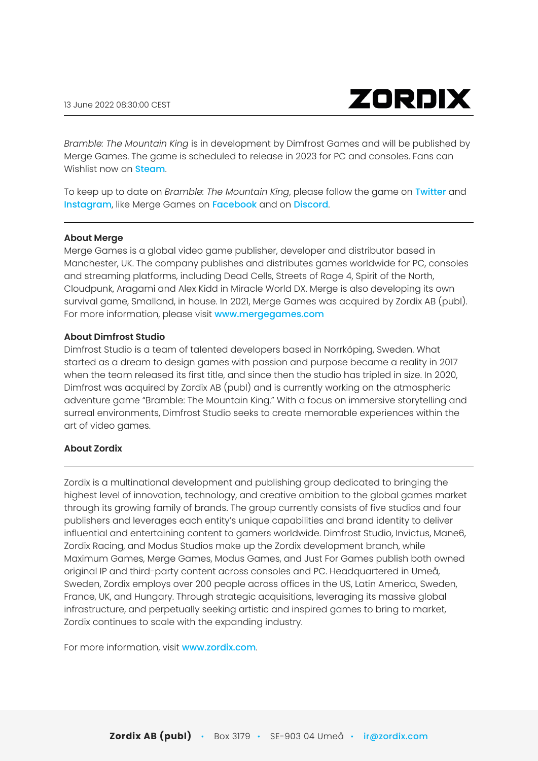*Bramble*: *The Mountain King* is in development by Dimfrost Games and will be published by Merge Games. The game is scheduled to release in 2023 for PC and consoles. Fans can Wishlist now on Steam.

To keep up to date on *Bramble*: *The Mountain King*, please follow the game on Twitter and Instagram, like Merge Games on Facebook and on Discord.

---

**About Merge**

Merge Games is a global video game publisher, developer and distributor based in Manchester, UK. The company publishes and distributes games worldwide for PC, consoles and streaming platforms, including Dead Cells, Streets of Rage 4, Spirit of the North, Cloudpunk, Aragami and Alex Kidd in Miracle World DX. Merge is also developing its own survival game, Smalland, in house. In 2021, Merge Games was acquired by Zordix AB (publ). For more information, please visit www.mergegames.com

**About Dimfrost Studio**

Dimfrost Studio is a team of talented developers based in Norrköping, Sweden. What started as a dream to design games with passion and purpose became a reality in 2017 when the team released its first title, and since then the studio has tripled in size. In 2020, Dimfrost was acquired by Zordix AB (publ) and is currently working on the atmospheric adventure game "Bramble: The Mountain King." With a focus on immersive storytelling and surreal environments, Dimfrost Studio seeks to create memorable experiences within the art of video games.

**About Zordix**

Zordix is a multinational development and publishing group dedicated to bringing the highest level of innovation, technology, and creative ambition to the global games market through its growing family of brands. The group currently consists of five studios and four publishers and leverages each entity's unique capabilities and brand identity to deliver influential and entertaining content to gamers worldwide. Dimfrost Studio, Invictus, Mane6, Zordix Racing, and Modus Studios make up the Zordix development branch, while Maximum Games, Merge Games, Modus Games, and Just For Games publish both owned original IP and third-party content across consoles and PC. Headquartered in Umeå, Sweden, Zordix employs over 200 people across offices in the US, Latin America, Sweden, France, UK, and Hungary. Through strategic acquisitions, leveraging its massive global infrastructure, and perpetually seeking artistic and inspired games to bring to market, Zordix continues to scale with the expanding industry.

For more information, visit www.zordix.com.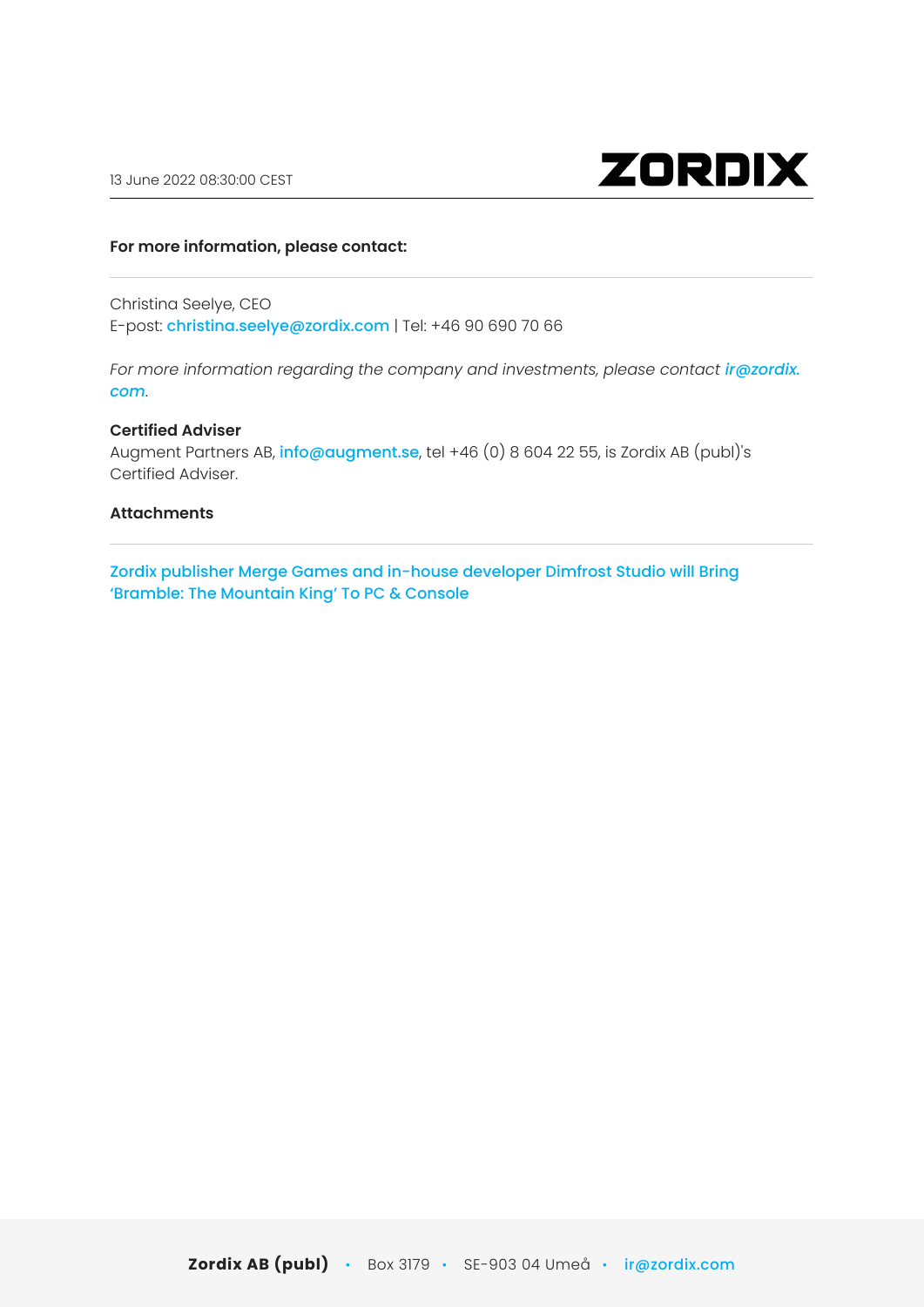**For more information, please contact:**

Christina Seelye, CEO
E-post: christina.seelye@zordix.com | Tel: +46 90 690 70 66

*For more information regarding the company and investments, please contact ir@zordix.com.*

**Certified Adviser**
Augment Partners AB, info@augment.se, tel +46 (0) 8 604 22 55, is Zordix AB (publ)'s Certified Adviser.

**Attachments**

Zordix publisher Merge Games and in-house developer Dimfrost Studio will Bring 'Bramble: The Mountain King' To PC & Console